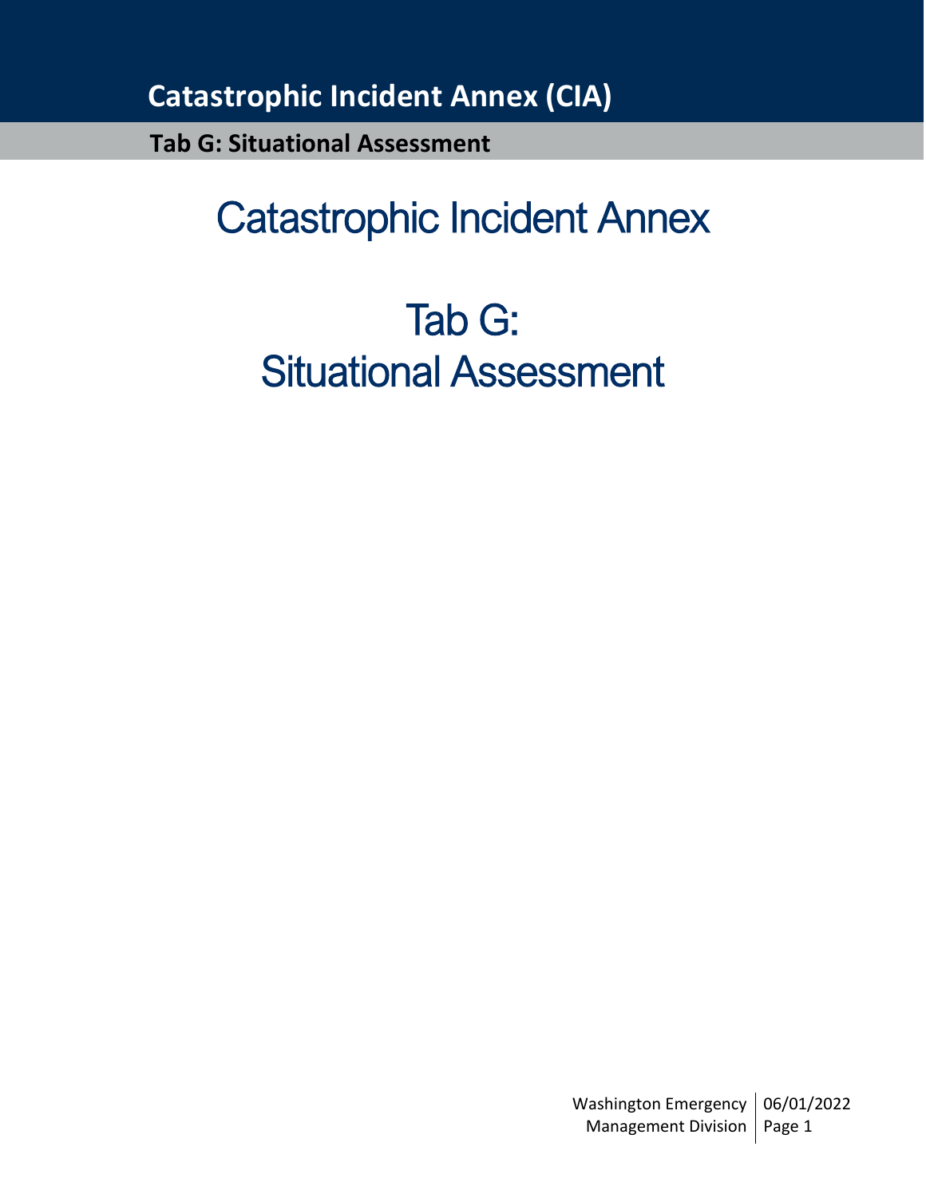# Catastrophic Incident Annex

# Tab G: Situational Assessment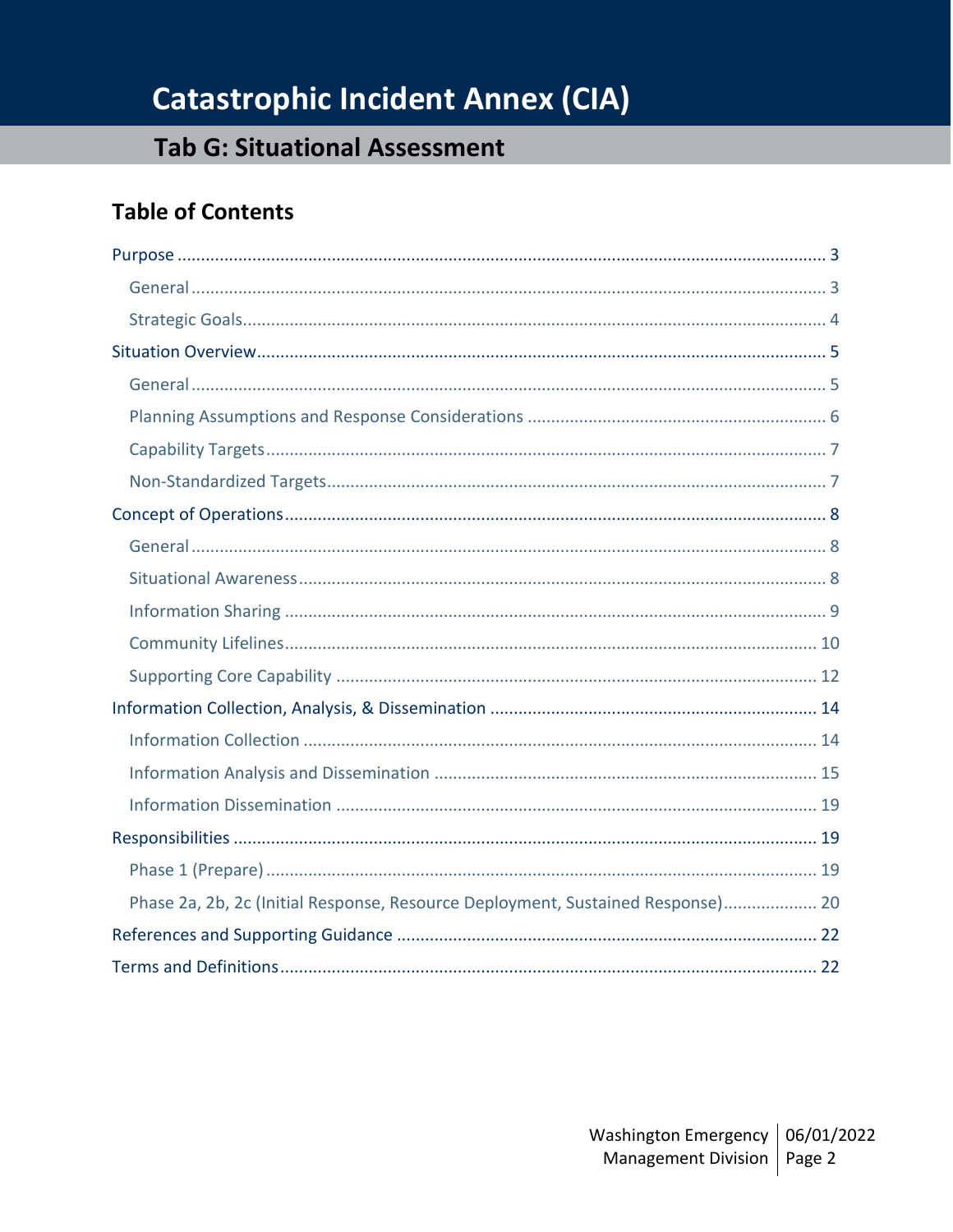# Catastrophic Incident Annex (CIA)

## Tab G: Situational Assessment

### Table of Contents

- Purpose ..... 3
  - General ..... 3
  - Strategic Goals ..... 4
- Situation Overview ..... 5
  - General ..... 5
  - Planning Assumptions and Response Considerations ..... 6
  - Capability Targets ..... 7
  - Non-Standardized Targets ..... 7
- Concept of Operations ..... 8
  - General ..... 8
  - Situational Awareness ..... 8
  - Information Sharing ..... 9
  - Community Lifelines ..... 10
  - Supporting Core Capability ..... 12
- Information Collection, Analysis, & Dissemination ..... 14
  - Information Collection ..... 14
  - Information Analysis and Dissemination ..... 15
  - Information Dissemination ..... 19
- Responsibilities ..... 19
  - Phase 1 (Prepare) ..... 19
  - Phase 2a, 2b, 2c (Initial Response, Resource Deployment, Sustained Response) ..... 20
- References and Supporting Guidance ..... 22
- Terms and Definitions ..... 22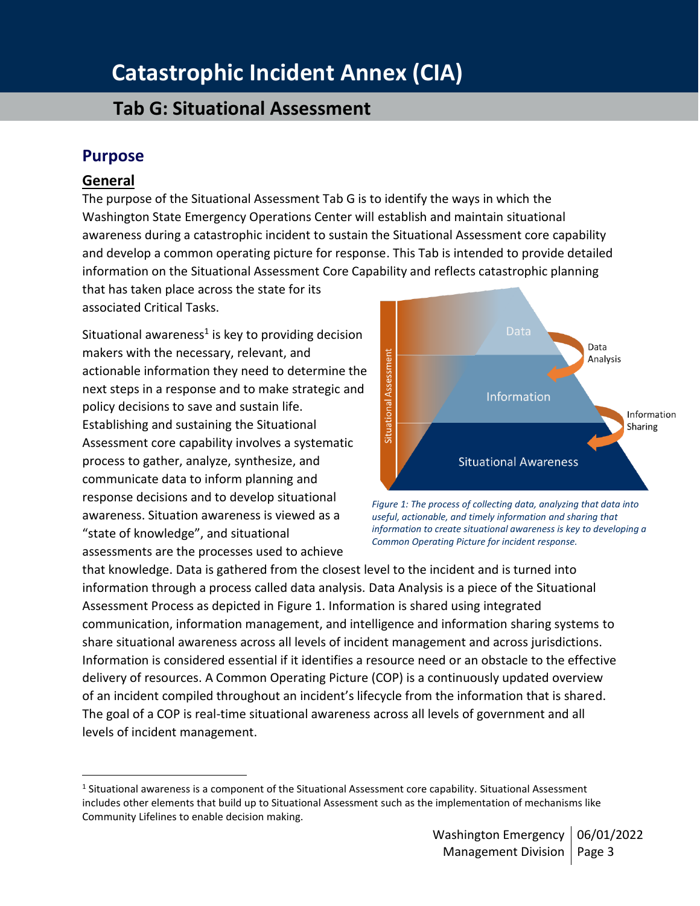# Catastrophic Incident Annex (CIA)

## Tab G: Situational Assessment

## Purpose

### General

The purpose of the Situational Assessment Tab G is to identify the ways in which the Washington State Emergency Operations Center will establish and maintain situational awareness during a catastrophic incident to sustain the Situational Assessment core capability and develop a common operating picture for response. This Tab is intended to provide detailed information on the Situational Assessment Core Capability and reflects catastrophic planning that has taken place across the state for its associated Critical Tasks.

Situational awareness[1] is key to providing decision makers with the necessary, relevant, and actionable information they need to determine the next steps in a response and to make strategic and policy decisions to save and sustain life. Establishing and sustaining the Situational Assessment core capability involves a systematic process to gather, analyze, synthesize, and communicate data to inform planning and response decisions and to develop situational awareness. Situation awareness is viewed as a "state of knowledge", and situational assessments are the processes used to achieve that knowledge. Data is gathered from the closest level to the incident and is turned into information through a process called data analysis. Data Analysis is a piece of the Situational Assessment Process as depicted in Figure 1. Information is shared using integrated communication, information management, and intelligence and information sharing systems to share situational awareness across all levels of incident management and across jurisdictions. Information is considered essential if it identifies a resource need or an obstacle to the effective delivery of resources. A Common Operating Picture (COP) is a continuously updated overview of an incident compiled throughout an incident's lifecycle from the information that is shared. The goal of a COP is real-time situational awareness across all levels of government and all levels of incident management.

*Figure 1: The process of collecting data, analyzing that data into useful, actionable, and timely information and sharing that information to create situational awareness is key to developing a Common Operating Picture for incident response.*

---

[1] Situational awareness is a component of the Situational Assessment core capability. Situational Assessment includes other elements that build up to Situational Assessment such as the implementation of mechanisms like Community Lifelines to enable decision making.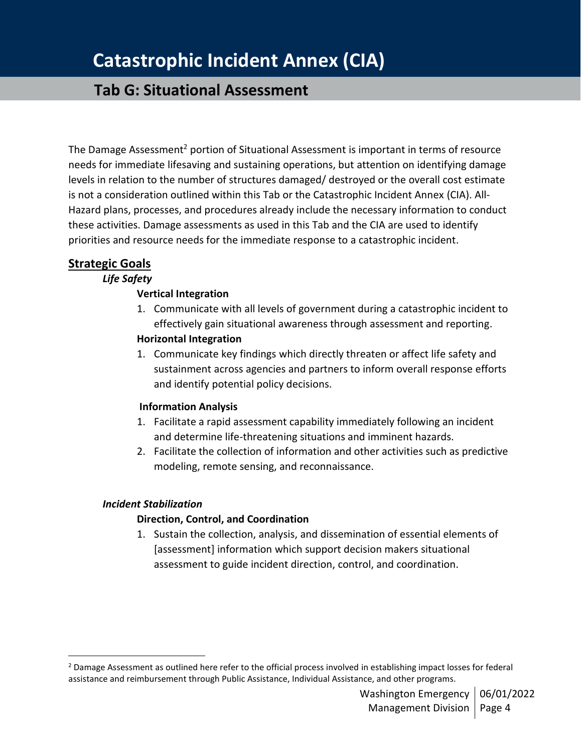The Damage Assessment[2] portion of Situational Assessment is important in terms of resource needs for immediate lifesaving and sustaining operations, but attention on identifying damage levels in relation to the number of structures damaged/ destroyed or the overall cost estimate is not a consideration outlined within this Tab or the Catastrophic Incident Annex (CIA). All-Hazard plans, processes, and procedures already include the necessary information to conduct these activities. Damage assessments as used in this Tab and the CIA are used to identify priorities and resource needs for the immediate response to a catastrophic incident.

## Strategic Goals

### *Life Safety*

**Vertical Integration**

1. Communicate with all levels of government during a catastrophic incident to effectively gain situational awareness through assessment and reporting.

**Horizontal Integration**

1. Communicate key findings which directly threaten or affect life safety and sustainment across agencies and partners to inform overall response efforts and identify potential policy decisions.

**Information Analysis**

1. Facilitate a rapid assessment capability immediately following an incident and determine life-threatening situations and imminent hazards.
2. Facilitate the collection of information and other activities such as predictive modeling, remote sensing, and reconnaissance.

### *Incident Stabilization*

**Direction, Control, and Coordination**

1. Sustain the collection, analysis, and dissemination of essential elements of [assessment] information which support decision makers situational assessment to guide incident direction, control, and coordination.

---

[2] Damage Assessment as outlined here refer to the official process involved in establishing impact losses for federal assistance and reimbursement through Public Assistance, Individual Assistance, and other programs.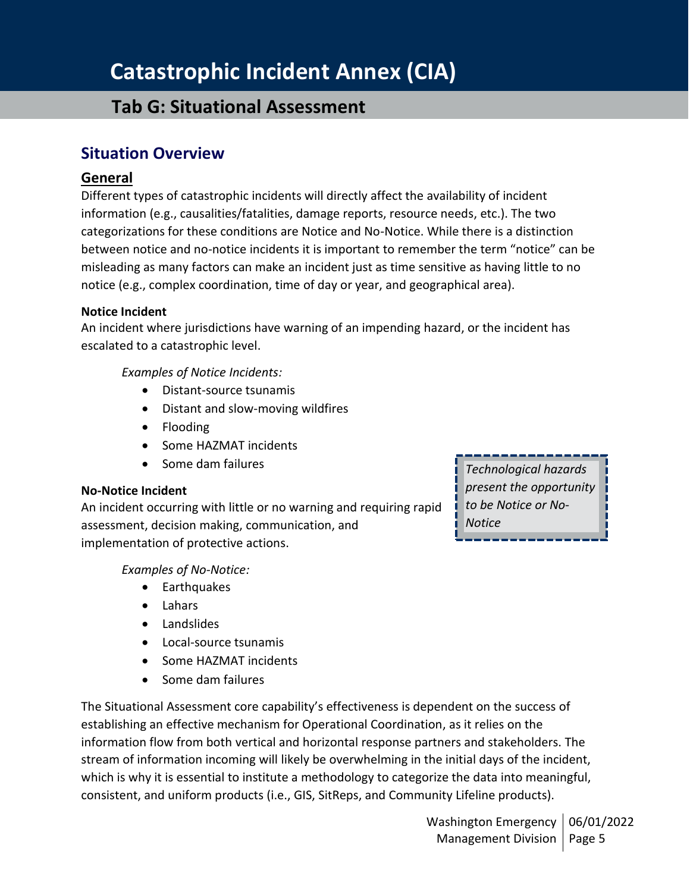# Catastrophic Incident Annex (CIA)

## Tab G: Situational Assessment

## Situation Overview

### General

Different types of catastrophic incidents will directly affect the availability of incident information (e.g., causalities/fatalities, damage reports, resource needs, etc.). The two categorizations for these conditions are Notice and No-Notice. While there is a distinction between notice and no-notice incidents it is important to remember the term "notice" can be misleading as many factors can make an incident just as time sensitive as having little to no notice (e.g., complex coordination, time of day or year, and geographical area).

**Notice Incident**

An incident where jurisdictions have warning of an impending hazard, or the incident has escalated to a catastrophic level.

*Examples of Notice Incidents:*

- Distant-source tsunamis
- Distant and slow-moving wildfires
- Flooding
- Some HAZMAT incidents
- Some dam failures

*Technological hazards present the opportunity to be Notice or No-Notice*

**No-Notice Incident**

An incident occurring with little or no warning and requiring rapid assessment, decision making, communication, and implementation of protective actions.

*Examples of No-Notice:*

- Earthquakes
- Lahars
- Landslides
- Local-source tsunamis
- Some HAZMAT incidents
- Some dam failures

The Situational Assessment core capability's effectiveness is dependent on the success of establishing an effective mechanism for Operational Coordination, as it relies on the information flow from both vertical and horizontal response partners and stakeholders. The stream of information incoming will likely be overwhelming in the initial days of the incident, which is why it is essential to institute a methodology to categorize the data into meaningful, consistent, and uniform products (i.e., GIS, SitReps, and Community Lifeline products).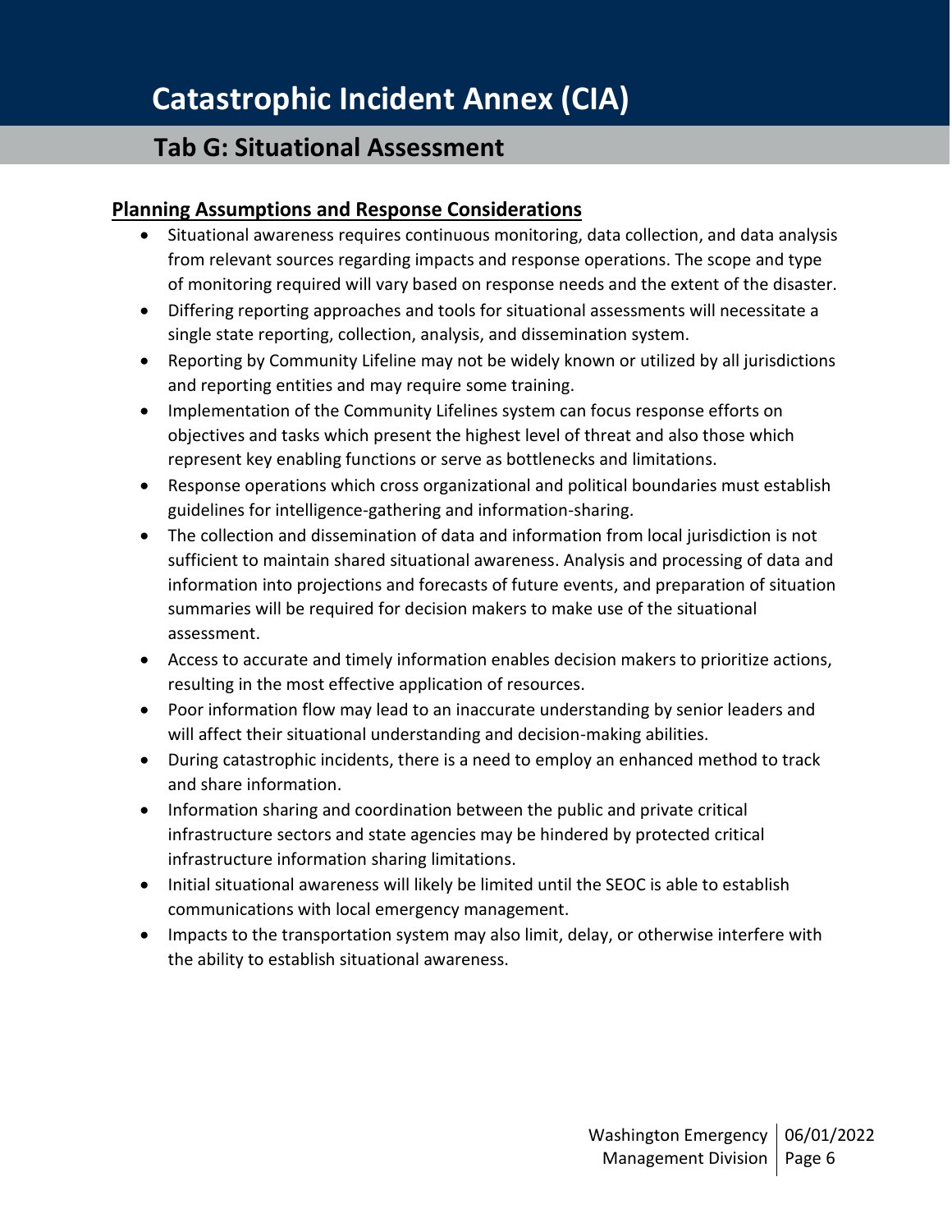# Catastrophic Incident Annex (CIA)

## Tab G: Situational Assessment

### Planning Assumptions and Response Considerations

- Situational awareness requires continuous monitoring, data collection, and data analysis from relevant sources regarding impacts and response operations. The scope and type of monitoring required will vary based on response needs and the extent of the disaster.
- Differing reporting approaches and tools for situational assessments will necessitate a single state reporting, collection, analysis, and dissemination system.
- Reporting by Community Lifeline may not be widely known or utilized by all jurisdictions and reporting entities and may require some training.
- Implementation of the Community Lifelines system can focus response efforts on objectives and tasks which present the highest level of threat and also those which represent key enabling functions or serve as bottlenecks and limitations.
- Response operations which cross organizational and political boundaries must establish guidelines for intelligence-gathering and information-sharing.
- The collection and dissemination of data and information from local jurisdiction is not sufficient to maintain shared situational awareness. Analysis and processing of data and information into projections and forecasts of future events, and preparation of situation summaries will be required for decision makers to make use of the situational assessment.
- Access to accurate and timely information enables decision makers to prioritize actions, resulting in the most effective application of resources.
- Poor information flow may lead to an inaccurate understanding by senior leaders and will affect their situational understanding and decision-making abilities.
- During catastrophic incidents, there is a need to employ an enhanced method to track and share information.
- Information sharing and coordination between the public and private critical infrastructure sectors and state agencies may be hindered by protected critical infrastructure information sharing limitations.
- Initial situational awareness will likely be limited until the SEOC is able to establish communications with local emergency management.
- Impacts to the transportation system may also limit, delay, or otherwise interfere with the ability to establish situational awareness.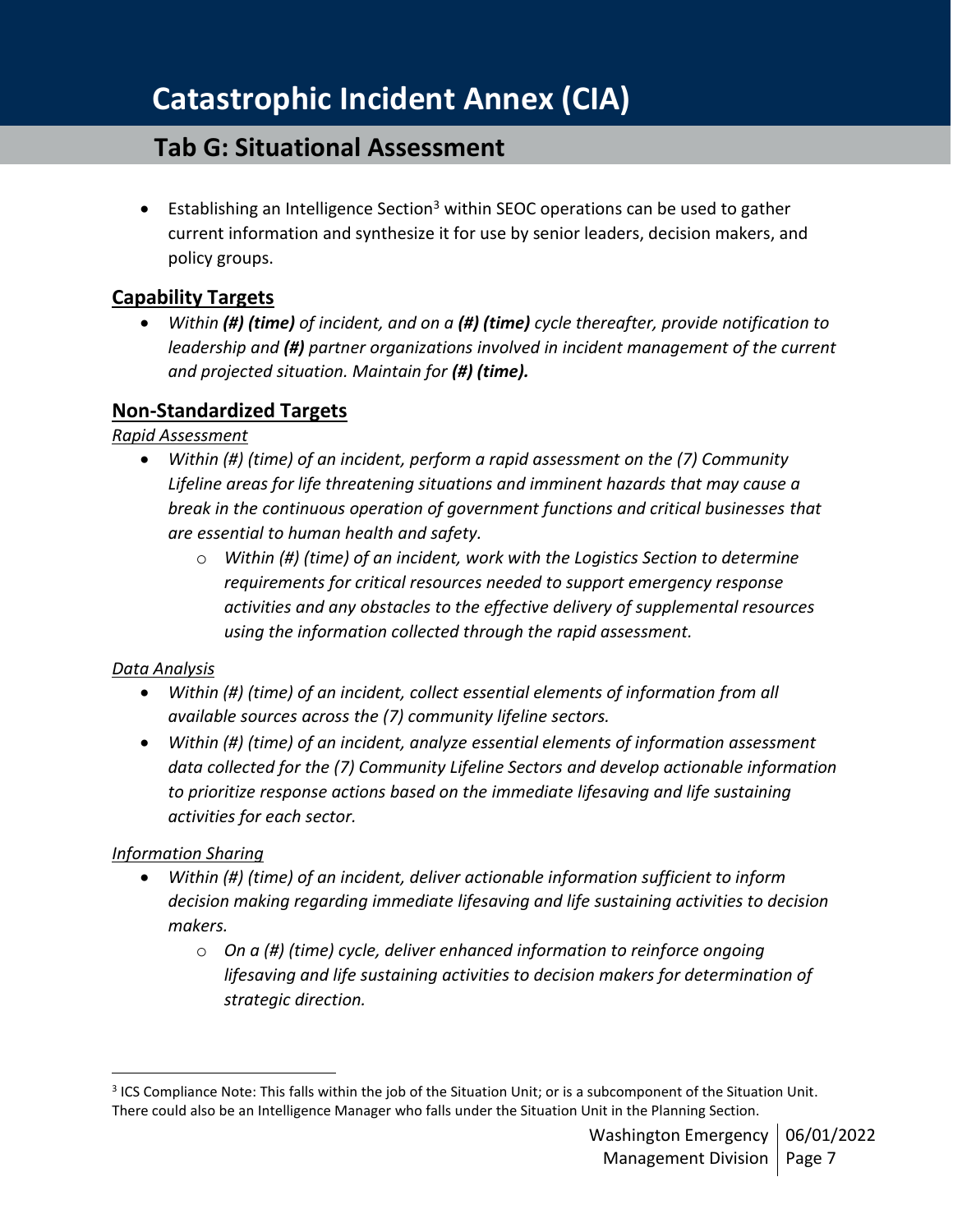- Establishing an Intelligence Section[3] within SEOC operations can be used to gather current information and synthesize it for use by senior leaders, decision makers, and policy groups.

## Capability Targets

- *Within **(#) (time)** of incident, and on a **(#) (time)** cycle thereafter, provide notification to leadership and **(#)** partner organizations involved in incident management of the current and projected situation. Maintain for **(#) (time).***

## Non-Standardized Targets

*Rapid Assessment*

- *Within (#) (time) of an incident, perform a rapid assessment on the (7) Community Lifeline areas for life threatening situations and imminent hazards that may cause a break in the continuous operation of government functions and critical businesses that are essential to human health and safety.*
    - *Within (#) (time) of an incident, work with the Logistics Section to determine requirements for critical resources needed to support emergency response activities and any obstacles to the effective delivery of supplemental resources using the information collected through the rapid assessment.*

*Data Analysis*

- *Within (#) (time) of an incident, collect essential elements of information from all available sources across the (7) community lifeline sectors.*
- *Within (#) (time) of an incident, analyze essential elements of information assessment data collected for the (7) Community Lifeline Sectors and develop actionable information to prioritize response actions based on the immediate lifesaving and life sustaining activities for each sector.*

*Information Sharing*

- *Within (#) (time) of an incident, deliver actionable information sufficient to inform decision making regarding immediate lifesaving and life sustaining activities to decision makers.*
    - *On a (#) (time) cycle, deliver enhanced information to reinforce ongoing lifesaving and life sustaining activities to decision makers for determination of strategic direction.*

---

[3] ICS Compliance Note: This falls within the job of the Situation Unit; or is a subcomponent of the Situation Unit. There could also be an Intelligence Manager who falls under the Situation Unit in the Planning Section.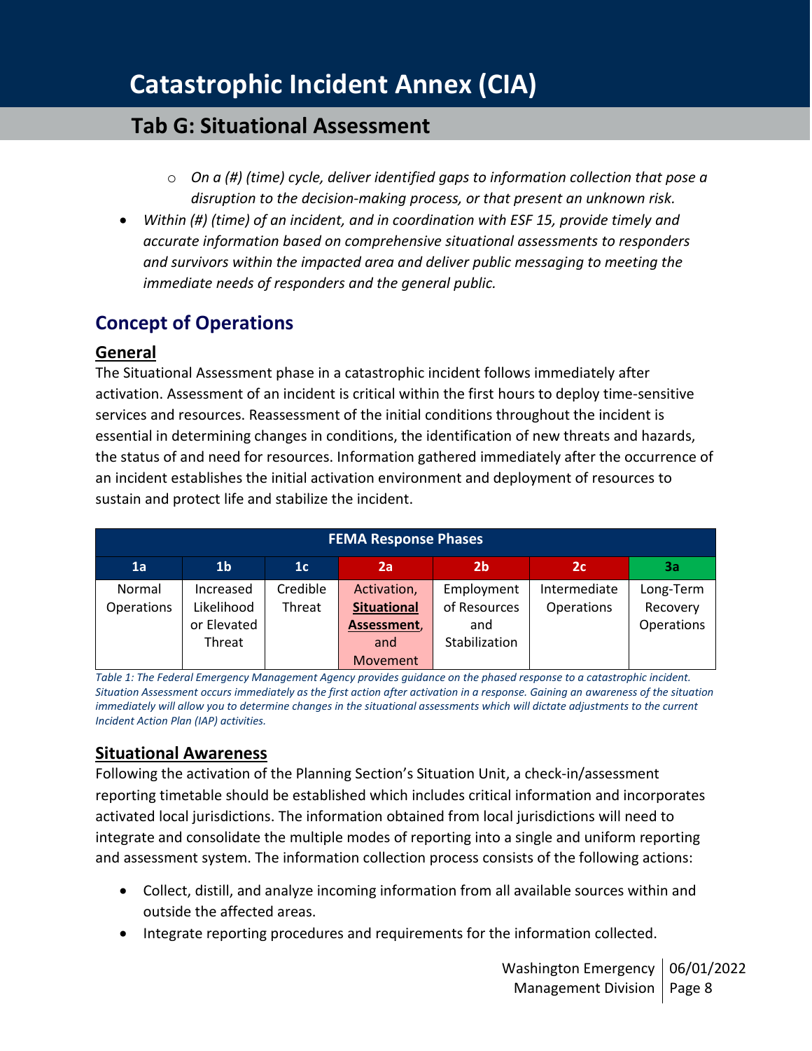- *On a (#) (time) cycle, deliver identified gaps to information collection that pose a disruption to the decision-making process, or that present an unknown risk.*

- *Within (#) (time) of an incident, and in coordination with ESF 15, provide timely and accurate information based on comprehensive situational assessments to responders and survivors within the impacted area and deliver public messaging to meeting the immediate needs of responders and the general public.*

## Concept of Operations

### General

The Situational Assessment phase in a catastrophic incident follows immediately after activation. Assessment of an incident is critical within the first hours to deploy time-sensitive services and resources. Reassessment of the initial conditions throughout the incident is essential in determining changes in conditions, the identification of new threats and hazards, the status of and need for resources. Information gathered immediately after the occurrence of an incident establishes the initial activation environment and deployment of resources to sustain and protect life and stabilize the incident.

| FEMA Response Phases | | | | | | |
|---|---|---|---|---|---|---|
| 1a | 1b | 1c | 2a | 2b | 2c | 3a |
| Normal Operations | Increased Likelihood or Elevated Threat | Credible Threat | Activation, **Situational Assessment**, and Movement | Employment of Resources and Stabilization | Intermediate Operations | Long-Term Recovery Operations |

*Table 1: The Federal Emergency Management Agency provides guidance on the phased response to a catastrophic incident. Situation Assessment occurs immediately as the first action after activation in a response. Gaining an awareness of the situation immediately will allow you to determine changes in the situational assessments which will dictate adjustments to the current Incident Action Plan (IAP) activities.*

### Situational Awareness

Following the activation of the Planning Section's Situation Unit, a check-in/assessment reporting timetable should be established which includes critical information and incorporates activated local jurisdictions. The information obtained from local jurisdictions will need to integrate and consolidate the multiple modes of reporting into a single and uniform reporting and assessment system. The information collection process consists of the following actions:

- Collect, distill, and analyze incoming information from all available sources within and outside the affected areas.
- Integrate reporting procedures and requirements for the information collected.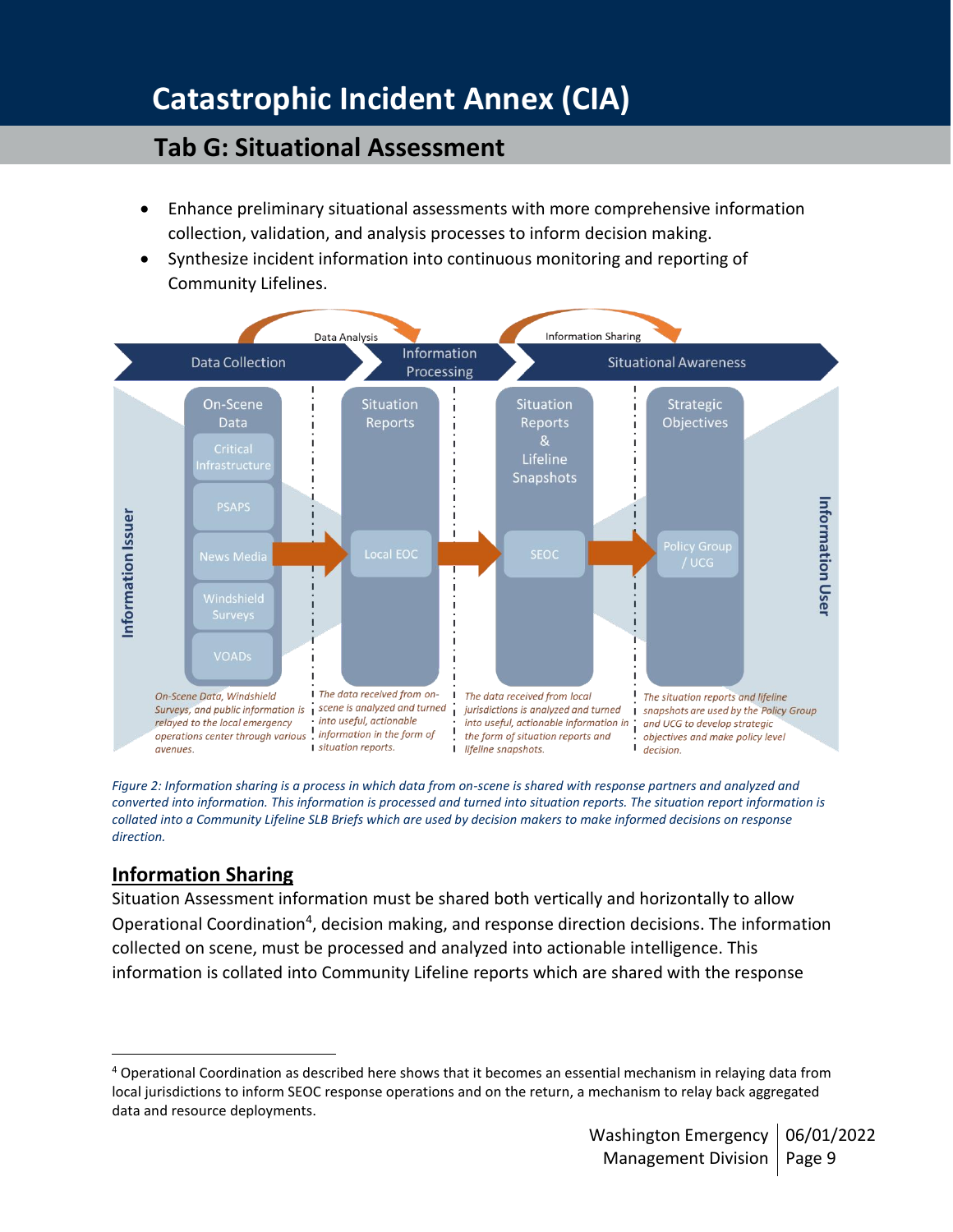- Enhance preliminary situational assessments with more comprehensive information collection, validation, and analysis processes to inform decision making.
- Synthesize incident information into continuous monitoring and reporting of Community Lifelines.

*Figure 2: Information sharing is a process in which data from on-scene is shared with response partners and analyzed and converted into information. This information is processed and turned into situation reports. The situation report information is collated into a Community Lifeline SLB Briefs which are used by decision makers to make informed decisions on response direction.*

## Information Sharing

Situation Assessment information must be shared both vertically and horizontally to allow Operational Coordination[4], decision making, and response direction decisions. The information collected on scene, must be processed and analyzed into actionable intelligence. This information is collated into Community Lifeline reports which are shared with the response

---

[4] Operational Coordination as described here shows that it becomes an essential mechanism in relaying data from local jurisdictions to inform SEOC response operations and on the return, a mechanism to relay back aggregated data and resource deployments.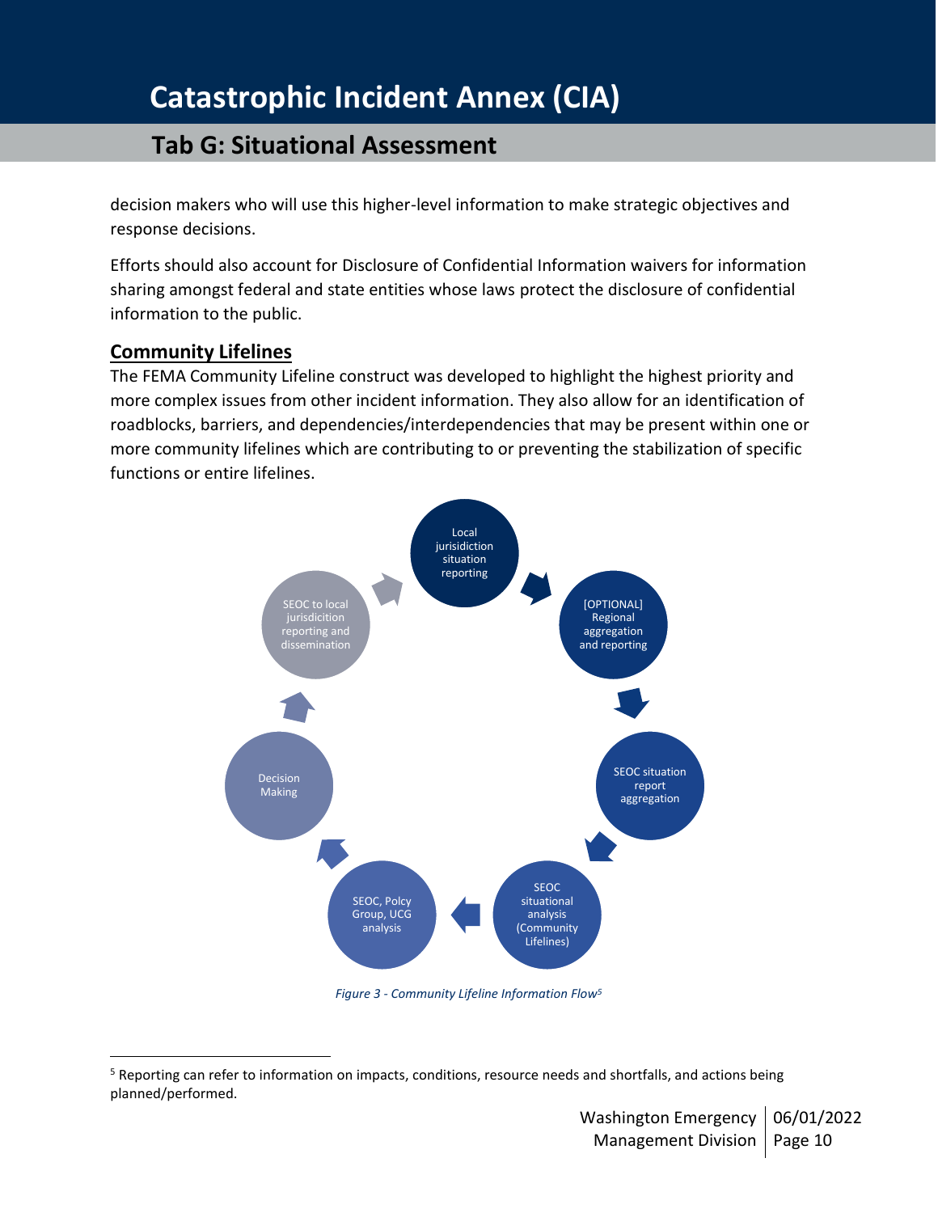decision makers who will use this higher-level information to make strategic objectives and response decisions.

Efforts should also account for Disclosure of Confidential Information waivers for information sharing amongst federal and state entities whose laws protect the disclosure of confidential information to the public.

## Community Lifelines

The FEMA Community Lifeline construct was developed to highlight the highest priority and more complex issues from other incident information. They also allow for an identification of roadblocks, barriers, and dependencies/interdependencies that may be present within one or more community lifelines which are contributing to or preventing the stabilization of specific functions or entire lifelines.

- Local jurisidiction situation reporting
- [OPTIONAL] Regional aggregation and reporting
- SEOC situation report aggregation
- SEOC situational analysis (Community Lifelines)
- SEOC, Polcy Group, UCG analysis
- Decision Making
- SEOC to local jurisdicition reporting and dissemination

*Figure 3 - Community Lifeline Information Flow[5]*

[5] Reporting can refer to information on impacts, conditions, resource needs and shortfalls, and actions being planned/performed.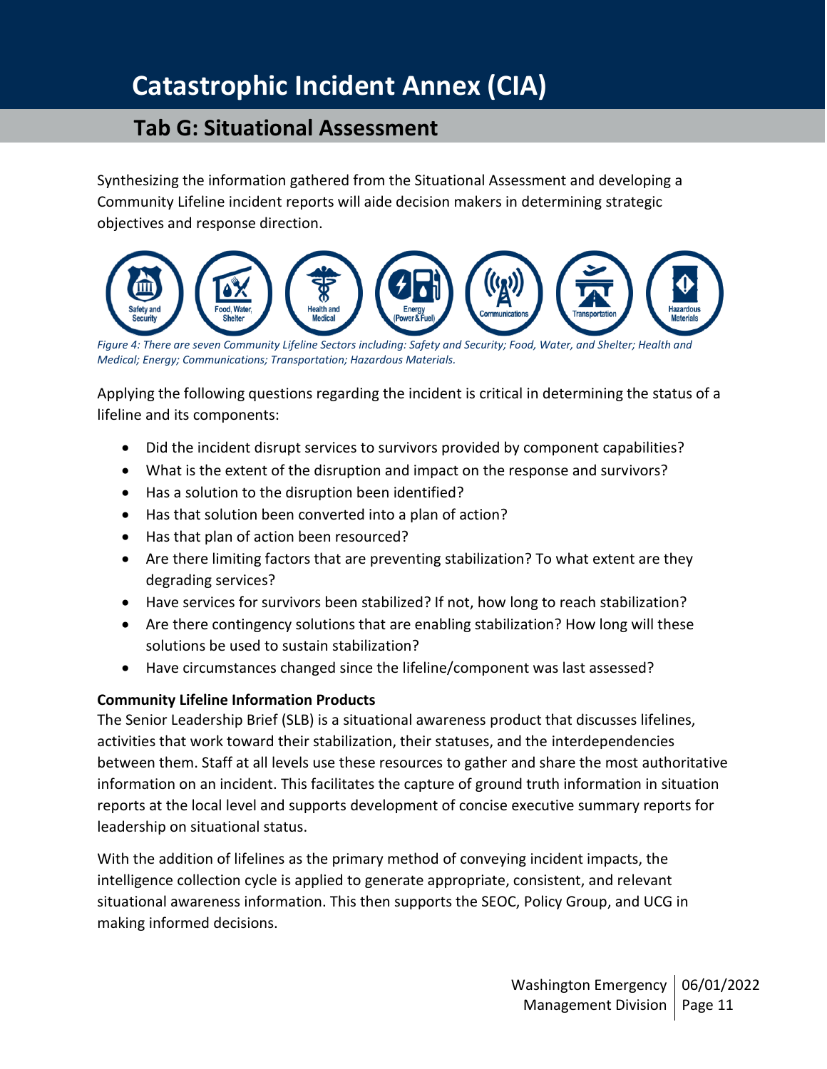# Catastrophic Incident Annex (CIA)

## Tab G: Situational Assessment

Synthesizing the information gathered from the Situational Assessment and developing a Community Lifeline incident reports will aide decision makers in determining strategic objectives and response direction.

*Figure 4: There are seven Community Lifeline Sectors including: Safety and Security; Food, Water, and Shelter; Health and Medical; Energy; Communications; Transportation; Hazardous Materials.*

Applying the following questions regarding the incident is critical in determining the status of a lifeline and its components:

- Did the incident disrupt services to survivors provided by component capabilities?
- What is the extent of the disruption and impact on the response and survivors?
- Has a solution to the disruption been identified?
- Has that solution been converted into a plan of action?
- Has that plan of action been resourced?
- Are there limiting factors that are preventing stabilization? To what extent are they degrading services?
- Have services for survivors been stabilized? If not, how long to reach stabilization?
- Are there contingency solutions that are enabling stabilization? How long will these solutions be used to sustain stabilization?
- Have circumstances changed since the lifeline/component was last assessed?

**Community Lifeline Information Products**

The Senior Leadership Brief (SLB) is a situational awareness product that discusses lifelines, activities that work toward their stabilization, their statuses, and the interdependencies between them. Staff at all levels use these resources to gather and share the most authoritative information on an incident. This facilitates the capture of ground truth information in situation reports at the local level and supports development of concise executive summary reports for leadership on situational status.

With the addition of lifelines as the primary method of conveying incident impacts, the intelligence collection cycle is applied to generate appropriate, consistent, and relevant situational awareness information. This then supports the SEOC, Policy Group, and UCG in making informed decisions.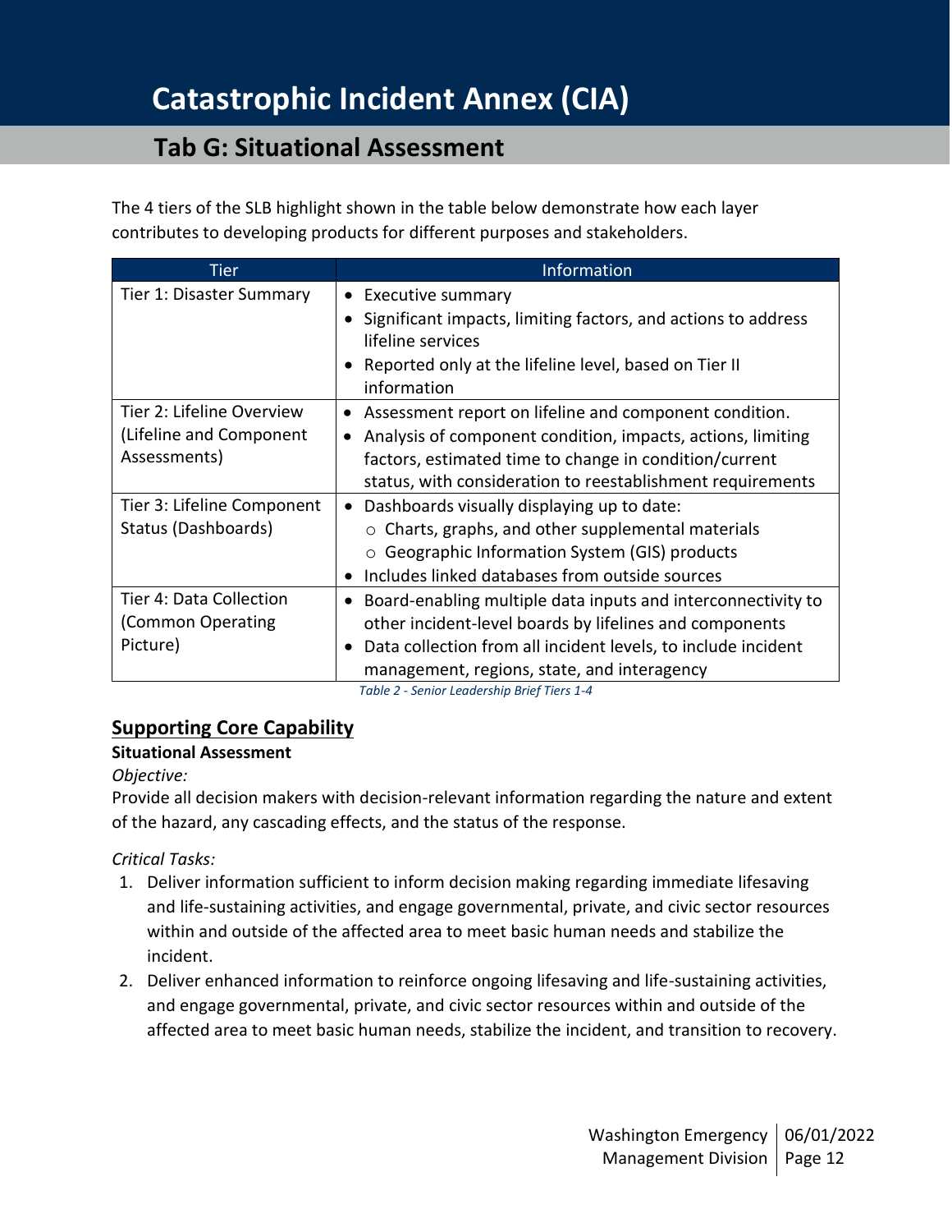# Catastrophic Incident Annex (CIA)

## Tab G: Situational Assessment

The 4 tiers of the SLB highlight shown in the table below demonstrate how each layer contributes to developing products for different purposes and stakeholders.

| Tier | Information |
|---|---|
| Tier 1: Disaster Summary | • Executive summary<br>• Significant impacts, limiting factors, and actions to address lifeline services<br>• Reported only at the lifeline level, based on Tier II information |
| Tier 2: Lifeline Overview (Lifeline and Component Assessments) | • Assessment report on lifeline and component condition.<br>• Analysis of component condition, impacts, actions, limiting factors, estimated time to change in condition/current status, with consideration to reestablishment requirements |
| Tier 3: Lifeline Component Status (Dashboards) | • Dashboards visually displaying up to date:<br>○ Charts, graphs, and other supplemental materials<br>○ Geographic Information System (GIS) products<br>• Includes linked databases from outside sources |
| Tier 4: Data Collection (Common Operating Picture) | • Board-enabling multiple data inputs and interconnectivity to other incident-level boards by lifelines and components<br>• Data collection from all incident levels, to include incident management, regions, state, and interagency |

*Table 2 - Senior Leadership Brief Tiers 1-4*

### Supporting Core Capability

**Situational Assessment**

*Objective:*

Provide all decision makers with decision-relevant information regarding the nature and extent of the hazard, any cascading effects, and the status of the response.

*Critical Tasks:*

1. Deliver information sufficient to inform decision making regarding immediate lifesaving and life-sustaining activities, and engage governmental, private, and civic sector resources within and outside of the affected area to meet basic human needs and stabilize the incident.
2. Deliver enhanced information to reinforce ongoing lifesaving and life-sustaining activities, and engage governmental, private, and civic sector resources within and outside of the affected area to meet basic human needs, stabilize the incident, and transition to recovery.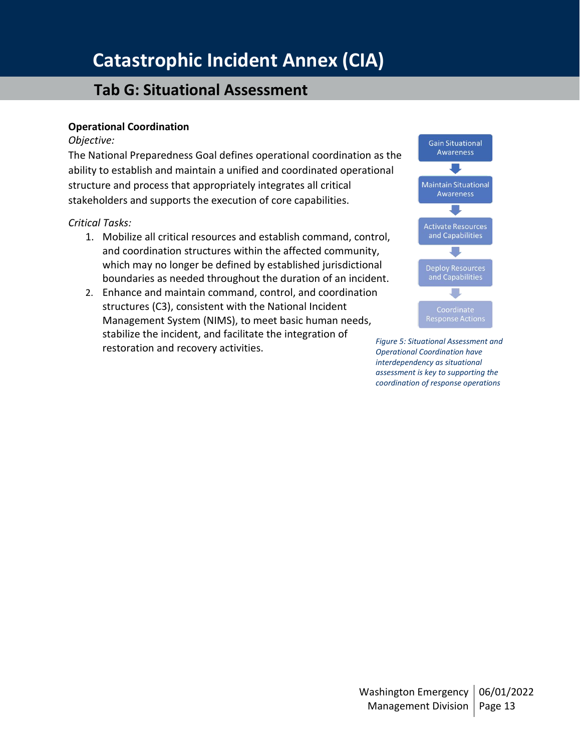**Operational Coordination**

*Objective:*

The National Preparedness Goal defines operational coordination as the ability to establish and maintain a unified and coordinated operational structure and process that appropriately integrates all critical stakeholders and supports the execution of core capabilities.

*Critical Tasks:*

1. Mobilize all critical resources and establish command, control, and coordination structures within the affected community, which may no longer be defined by established jurisdictional boundaries as needed throughout the duration of an incident.
2. Enhance and maintain command, control, and coordination structures (C3), consistent with the National Incident Management System (NIMS), to meet basic human needs, stabilize the incident, and facilitate the integration of restoration and recovery activities.

Gain Situational Awareness → Maintain Situational Awareness → Activate Resources and Capabilities → Deploy Resources and Capabilities → Coordinate Response Actions

*Figure 5: Situational Assessment and Operational Coordination have interdependency as situational assessment is key to supporting the coordination of response operations*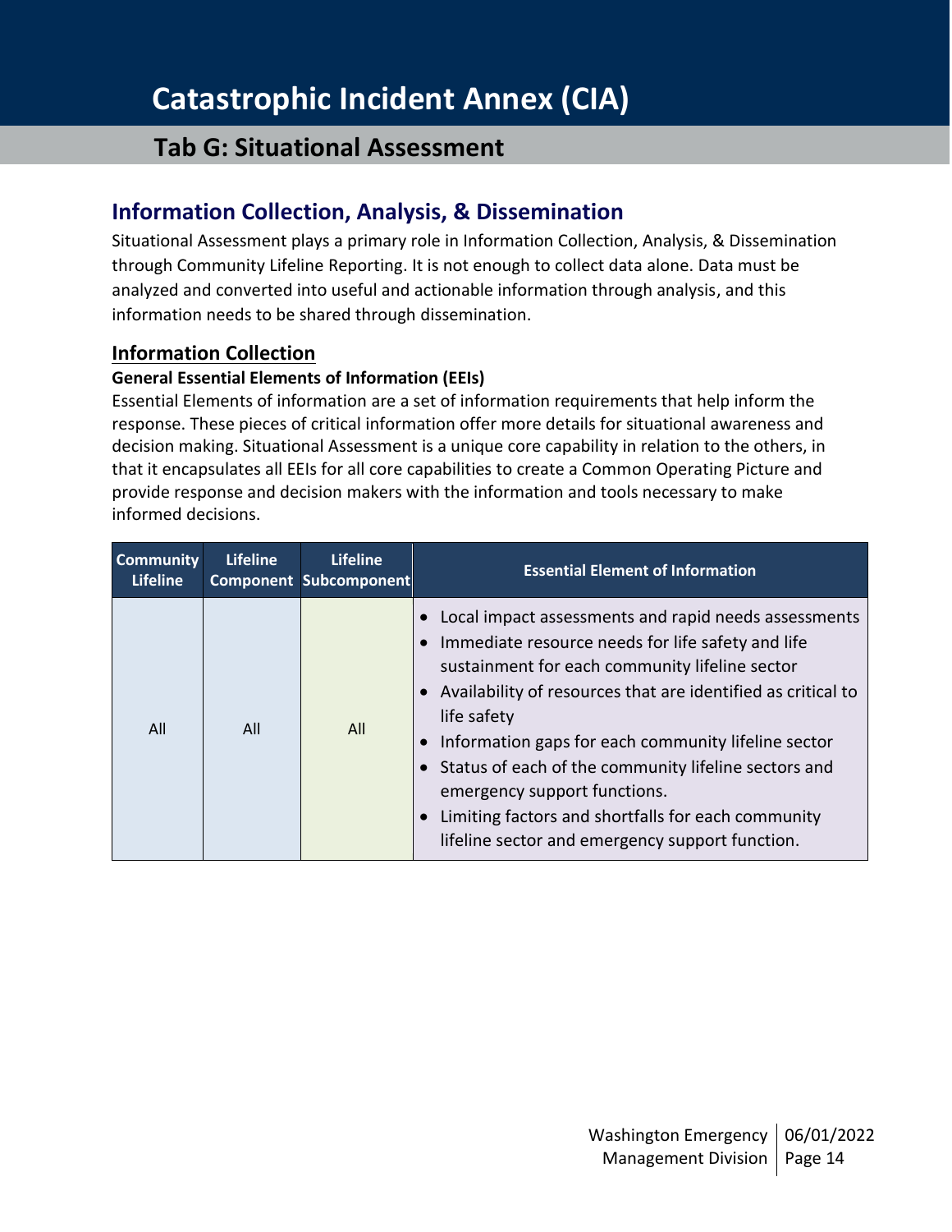# Catastrophic Incident Annex (CIA)

## Tab G: Situational Assessment

## Information Collection, Analysis, & Dissemination

Situational Assessment plays a primary role in Information Collection, Analysis, & Dissemination through Community Lifeline Reporting. It is not enough to collect data alone. Data must be analyzed and converted into useful and actionable information through analysis, and this information needs to be shared through dissemination.

### Information Collection

**General Essential Elements of Information (EEIs)**

Essential Elements of information are a set of information requirements that help inform the response. These pieces of critical information offer more details for situational awareness and decision making. Situational Assessment is a unique core capability in relation to the others, in that it encapsulates all EEIs for all core capabilities to create a Common Operating Picture and provide response and decision makers with the information and tools necessary to make informed decisions.

| Community Lifeline | Lifeline Component | Lifeline Subcomponent | Essential Element of Information |
|---|---|---|---|
| All | All | All | • Local impact assessments and rapid needs assessments<br>• Immediate resource needs for life safety and life sustainment for each community lifeline sector<br>• Availability of resources that are identified as critical to life safety<br>• Information gaps for each community lifeline sector<br>• Status of each of the community lifeline sectors and emergency support functions.<br>• Limiting factors and shortfalls for each community lifeline sector and emergency support function. |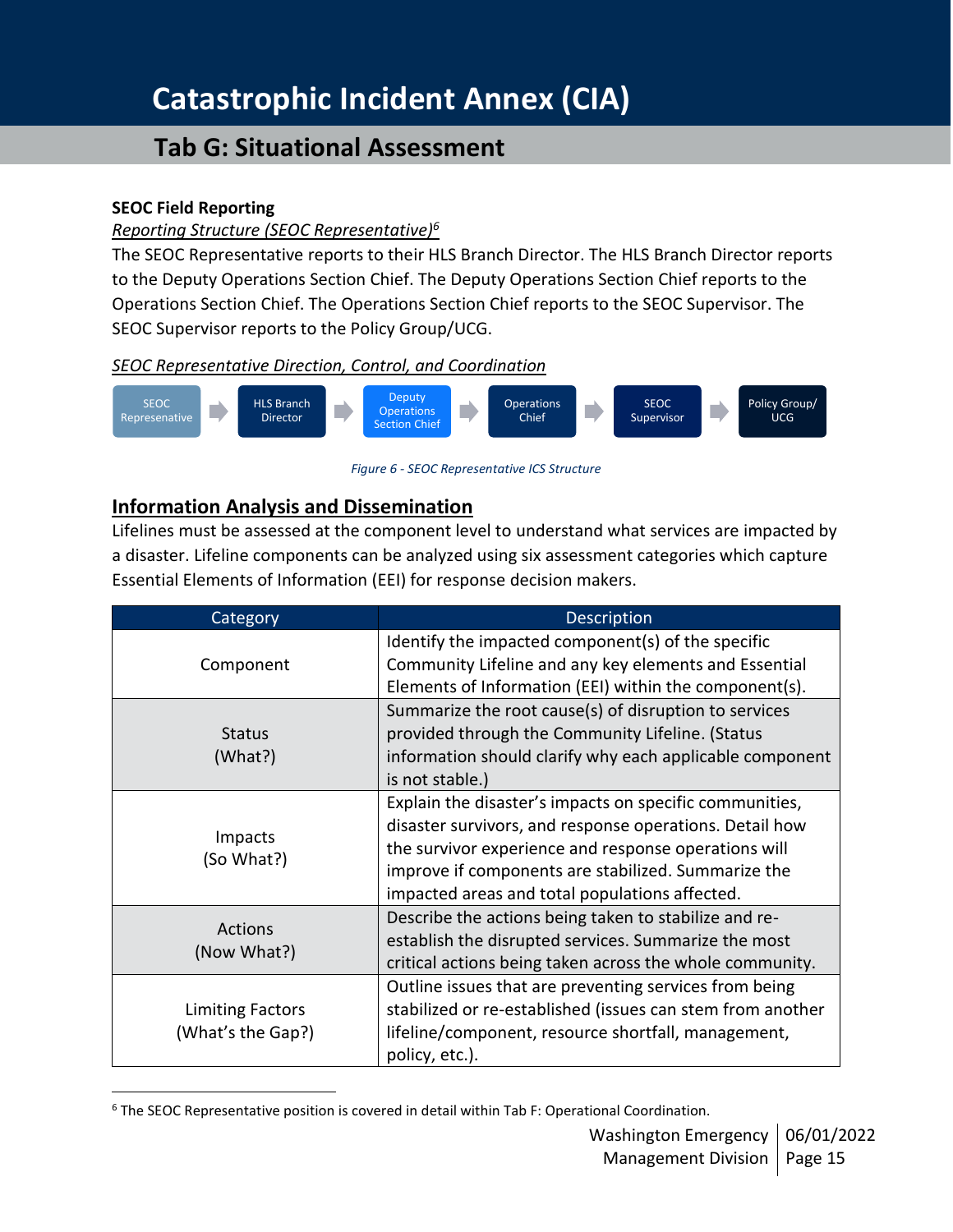# Catastrophic Incident Annex (CIA)

## Tab G: Situational Assessment

**SEOC Field Reporting**

*Reporting Structure (SEOC Representative)*[6]

The SEOC Representative reports to their HLS Branch Director. The HLS Branch Director reports to the Deputy Operations Section Chief. The Deputy Operations Section Chief reports to the Operations Section Chief. The Operations Section Chief reports to the SEOC Supervisor. The SEOC Supervisor reports to the Policy Group/UCG.

*SEOC Representative Direction, Control, and Coordination*

SEOC Represenative → HLS Branch Director → Deputy Operations Section Chief → Operations Chief → SEOC Supervisor → Policy Group/ UCG

*Figure 6 - SEOC Representative ICS Structure*

## Information Analysis and Dissemination

Lifelines must be assessed at the component level to understand what services are impacted by a disaster. Lifeline components can be analyzed using six assessment categories which capture Essential Elements of Information (EEI) for response decision makers.

| Category | Description |
| --- | --- |
| Component | Identify the impacted component(s) of the specific Community Lifeline and any key elements and Essential Elements of Information (EEI) within the component(s). |
| Status (What?) | Summarize the root cause(s) of disruption to services provided through the Community Lifeline. (Status information should clarify why each applicable component is not stable.) |
| Impacts (So What?) | Explain the disaster's impacts on specific communities, disaster survivors, and response operations. Detail how the survivor experience and response operations will improve if components are stabilized. Summarize the impacted areas and total populations affected. |
| Actions (Now What?) | Describe the actions being taken to stabilize and re-establish the disrupted services. Summarize the most critical actions being taken across the whole community. |
| Limiting Factors (What's the Gap?) | Outline issues that are preventing services from being stabilized or re-established (issues can stem from another lifeline/component, resource shortfall, management, policy, etc.). |

[6] The SEOC Representative position is covered in detail within Tab F: Operational Coordination.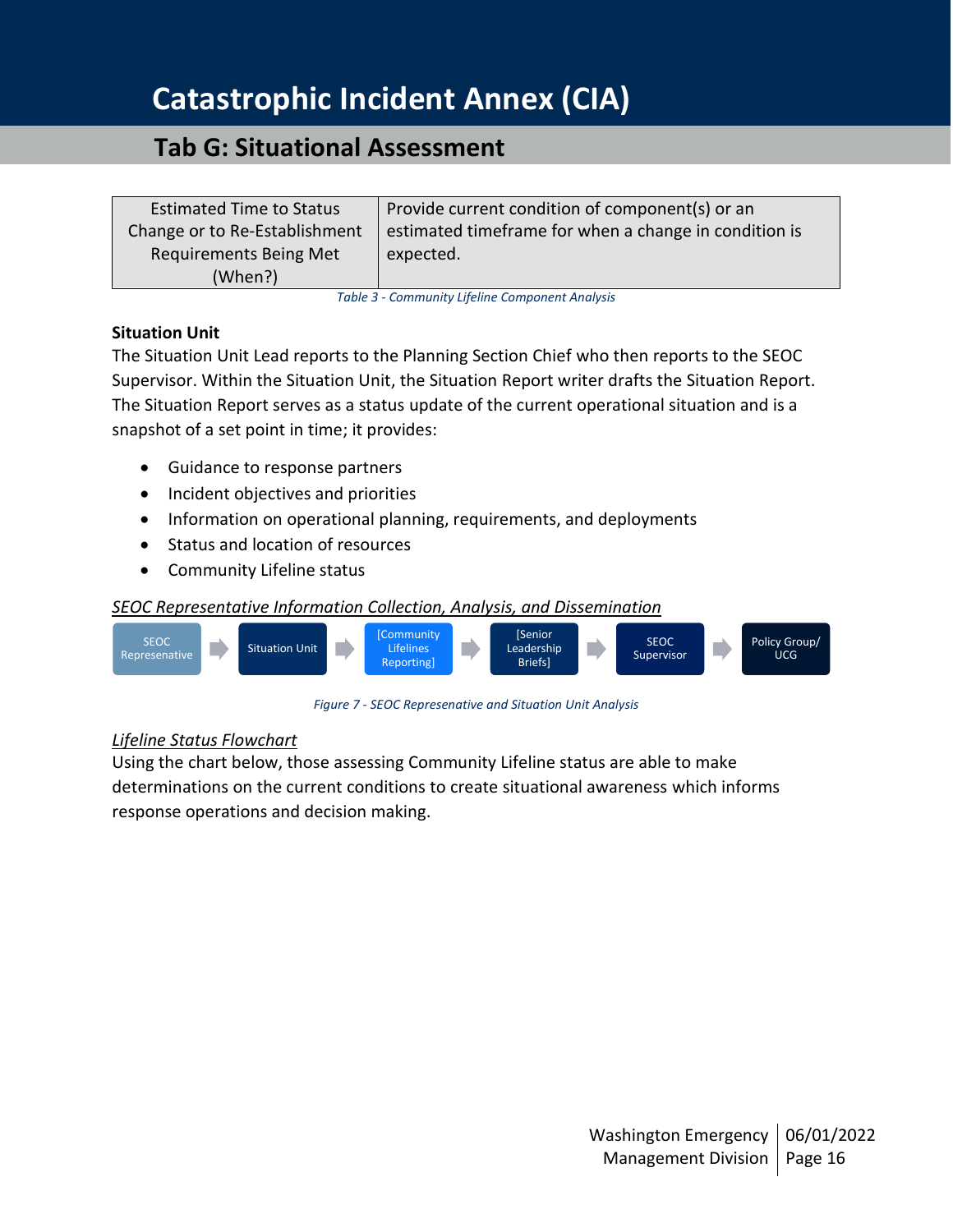| Estimated Time to Status Change or to Re-Establishment Requirements Being Met (When?) | Provide current condition of component(s) or an estimated timeframe for when a change in condition is expected. |
|---|---|

*Table 3 - Community Lifeline Component Analysis*

**Situation Unit**

The Situation Unit Lead reports to the Planning Section Chief who then reports to the SEOC Supervisor. Within the Situation Unit, the Situation Report writer drafts the Situation Report. The Situation Report serves as a status update of the current operational situation and is a snapshot of a set point in time; it provides:

- Guidance to response partners
- Incident objectives and priorities
- Information on operational planning, requirements, and deployments
- Status and location of resources
- Community Lifeline status

*SEOC Representative Information Collection, Analysis, and Dissemination*

SEOC Represenative → Situation Unit → [Community Lifelines Reporting] → [Senior Leadership Briefs] → SEOC Supervisor → Policy Group/ UCG

*Figure 7 - SEOC Represenative and Situation Unit Analysis*

*Lifeline Status Flowchart*

Using the chart below, those assessing Community Lifeline status are able to make determinations on the current conditions to create situational awareness which informs response operations and decision making.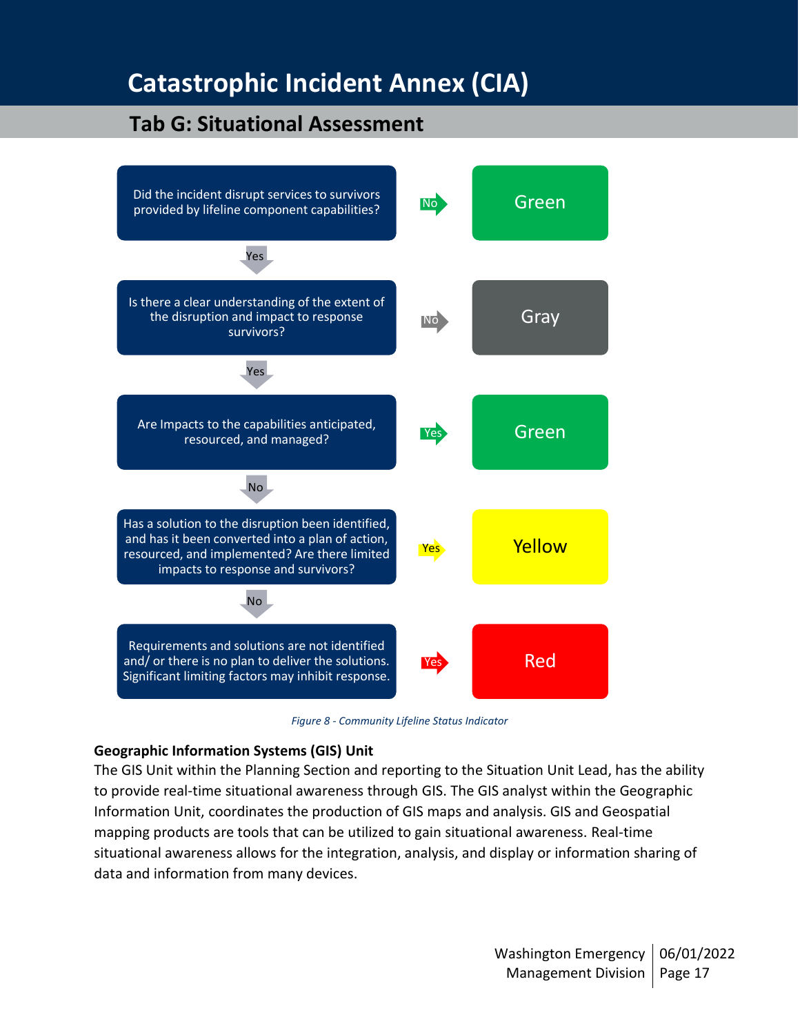# Catastrophic Incident Annex (CIA)

## Tab G: Situational Assessment

| Question | Answer | Status |
|---|---|---|
| Did the incident disrupt services to survivors provided by lifeline component capabilities? | No | Green |
| ↓ Yes | | |
| Is there a clear understanding of the extent of the disruption and impact to response survivors? | No | Gray |
| ↓ Yes | | |
| Are Impacts to the capabilities anticipated, resourced, and managed? | Yes | Green |
| ↓ No | | |
| Has a solution to the disruption been identified, and has it been converted into a plan of action, resourced, and implemented? Are there limited impacts to response and survivors? | Yes | Yellow |
| ↓ No | | |
| Requirements and solutions are not identified and/ or there is no plan to deliver the solutions. Significant limiting factors may inhibit response. | Yes | Red |

*Figure 8 - Community Lifeline Status Indicator*

**Geographic Information Systems (GIS) Unit**

The GIS Unit within the Planning Section and reporting to the Situation Unit Lead, has the ability to provide real-time situational awareness through GIS. The GIS analyst within the Geographic Information Unit, coordinates the production of GIS maps and analysis. GIS and Geospatial mapping products are tools that can be utilized to gain situational awareness. Real-time situational awareness allows for the integration, analysis, and display or information sharing of data and information from many devices.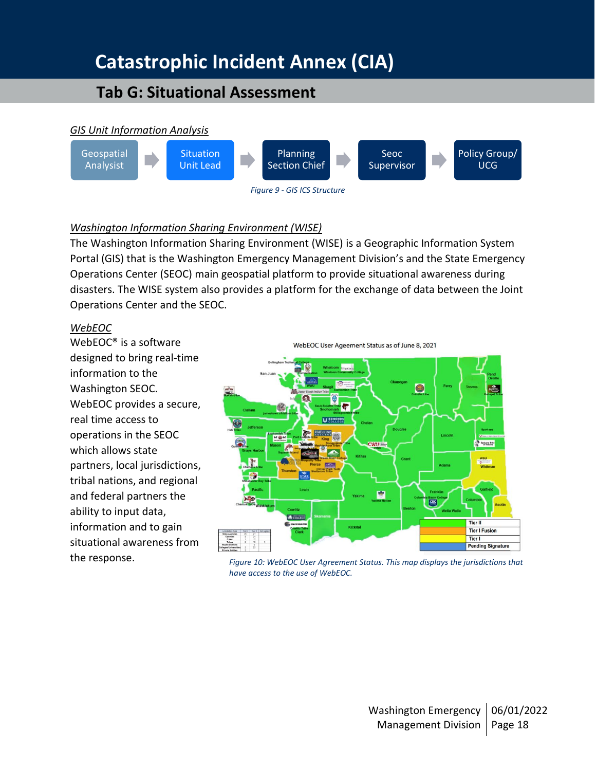# Catastrophic Incident Annex (CIA)

## Tab G: Situational Assessment

*GIS Unit Information Analysis*

Geospatial Analysist → Situation Unit Lead → Planning Section Chief → Seoc Supervisor → Policy Group/ UCG

*Figure 9 - GIS ICS Structure*

*Washington Information Sharing Environment (WISE)*

The Washington Information Sharing Environment (WISE) is a Geographic Information System Portal (GIS) that is the Washington Emergency Management Division's and the State Emergency Operations Center (SEOC) main geospatial platform to provide situational awareness during disasters. The WISE system also provides a platform for the exchange of data between the Joint Operations Center and the SEOC.

*WebEOC*

WebEOC® is a software designed to bring real-time information to the Washington SEOC. WebEOC provides a secure, real time access to operations in the SEOC which allows state partners, local jurisdictions, tribal nations, and regional and federal partners the ability to input data, information and to gain situational awareness from the response.

*Figure 10: WebEOC User Agreement Status. This map displays the jurisdictions that have access to the use of WebEOC.*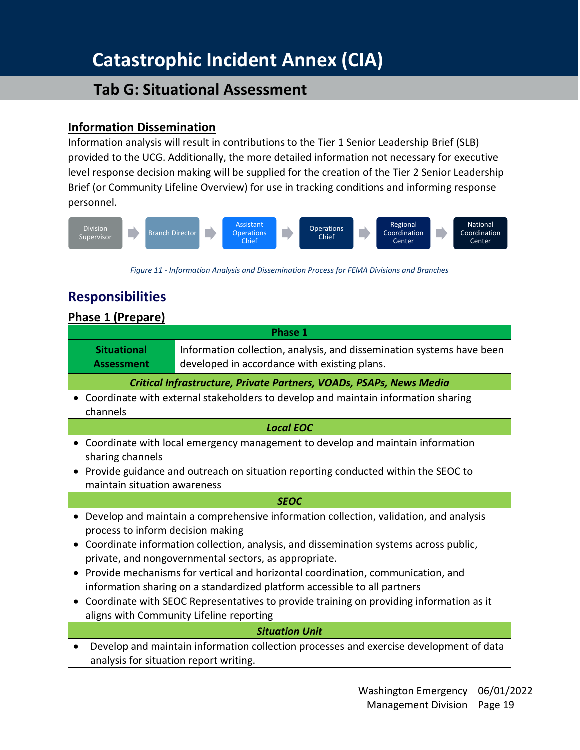## Information Dissemination

Information analysis will result in contributions to the Tier 1 Senior Leadership Brief (SLB) provided to the UCG. Additionally, the more detailed information not necessary for executive level response decision making will be supplied for the creation of the Tier 2 Senior Leadership Brief (or Community Lifeline Overview) for use in tracking conditions and informing response personnel.

Division Supervisor → Branch Director → Assistant Operations Chief → Operations Chief → Regional Coordination Center → National Coordination Center

*Figure 11 - Information Analysis and Dissemination Process for FEMA Divisions and Branches*

# Responsibilities

## Phase 1 (Prepare)

| Phase 1 | |
|---|---|
| **Situational Assessment** | Information collection, analysis, and dissemination systems have been developed in accordance with existing plans. |
| ***Critical Infrastructure, Private Partners, VOADs, PSAPs, News Media*** | |
| • Coordinate with external stakeholders to develop and maintain information sharing channels | |
| ***Local EOC*** | |
| • Coordinate with local emergency management to develop and maintain information sharing channels<br>• Provide guidance and outreach on situation reporting conducted within the SEOC to maintain situation awareness | |
| ***SEOC*** | |
| • Develop and maintain a comprehensive information collection, validation, and analysis process to inform decision making<br>• Coordinate information collection, analysis, and dissemination systems across public, private, and nongovernmental sectors, as appropriate.<br>• Provide mechanisms for vertical and horizontal coordination, communication, and information sharing on a standardized platform accessible to all partners<br>• Coordinate with SEOC Representatives to provide training on providing information as it aligns with Community Lifeline reporting | |
| ***Situation Unit*** | |
| • Develop and maintain information collection processes and exercise development of data analysis for situation report writing. | |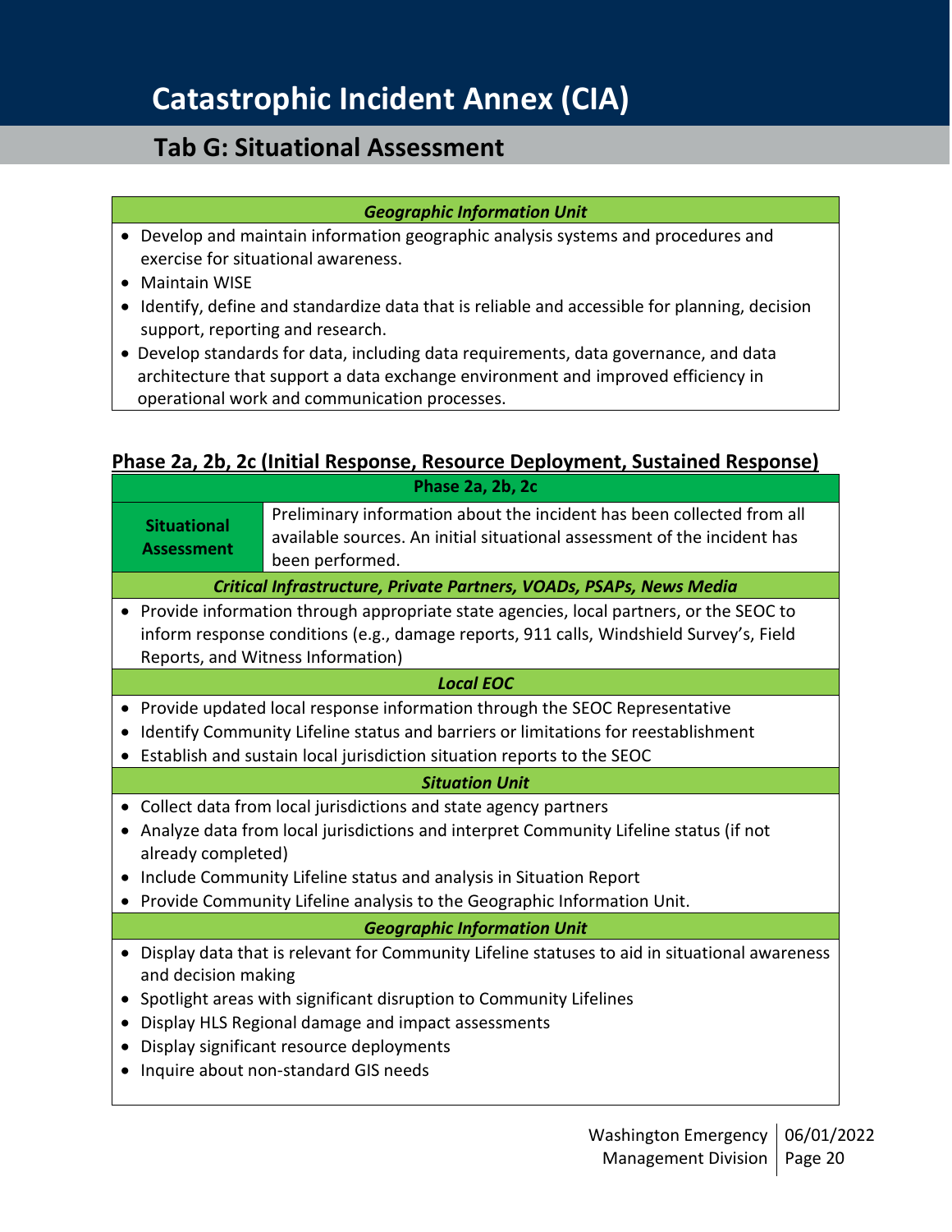| *Geographic Information Unit* |
|---|
| • Develop and maintain information geographic analysis systems and procedures and exercise for situational awareness.<br>• Maintain WISE<br>• Identify, define and standardize data that is reliable and accessible for planning, decision support, reporting and research.<br>• Develop standards for data, including data requirements, data governance, and data architecture that support a data exchange environment and improved efficiency in operational work and communication processes. |

## Phase 2a, 2b, 2c (Initial Response, Resource Deployment, Sustained Response)

| **Phase 2a, 2b, 2c** | |
|---|---|
| **Situational Assessment** | Preliminary information about the incident has been collected from all available sources. An initial situational assessment of the incident has been performed. |
| ***Critical Infrastructure, Private Partners, VOADs, PSAPs, News Media*** | |
| • Provide information through appropriate state agencies, local partners, or the SEOC to inform response conditions (e.g., damage reports, 911 calls, Windshield Survey's, Field Reports, and Witness Information) | |
| ***Local EOC*** | |
| • Provide updated local response information through the SEOC Representative<br>• Identify Community Lifeline status and barriers or limitations for reestablishment<br>• Establish and sustain local jurisdiction situation reports to the SEOC | |
| ***Situation Unit*** | |
| • Collect data from local jurisdictions and state agency partners<br>• Analyze data from local jurisdictions and interpret Community Lifeline status (if not already completed)<br>• Include Community Lifeline status and analysis in Situation Report<br>• Provide Community Lifeline analysis to the Geographic Information Unit. | |
| ***Geographic Information Unit*** | |
| • Display data that is relevant for Community Lifeline statuses to aid in situational awareness and decision making<br>• Spotlight areas with significant disruption to Community Lifelines<br>• Display HLS Regional damage and impact assessments<br>• Display significant resource deployments<br>• Inquire about non-standard GIS needs | |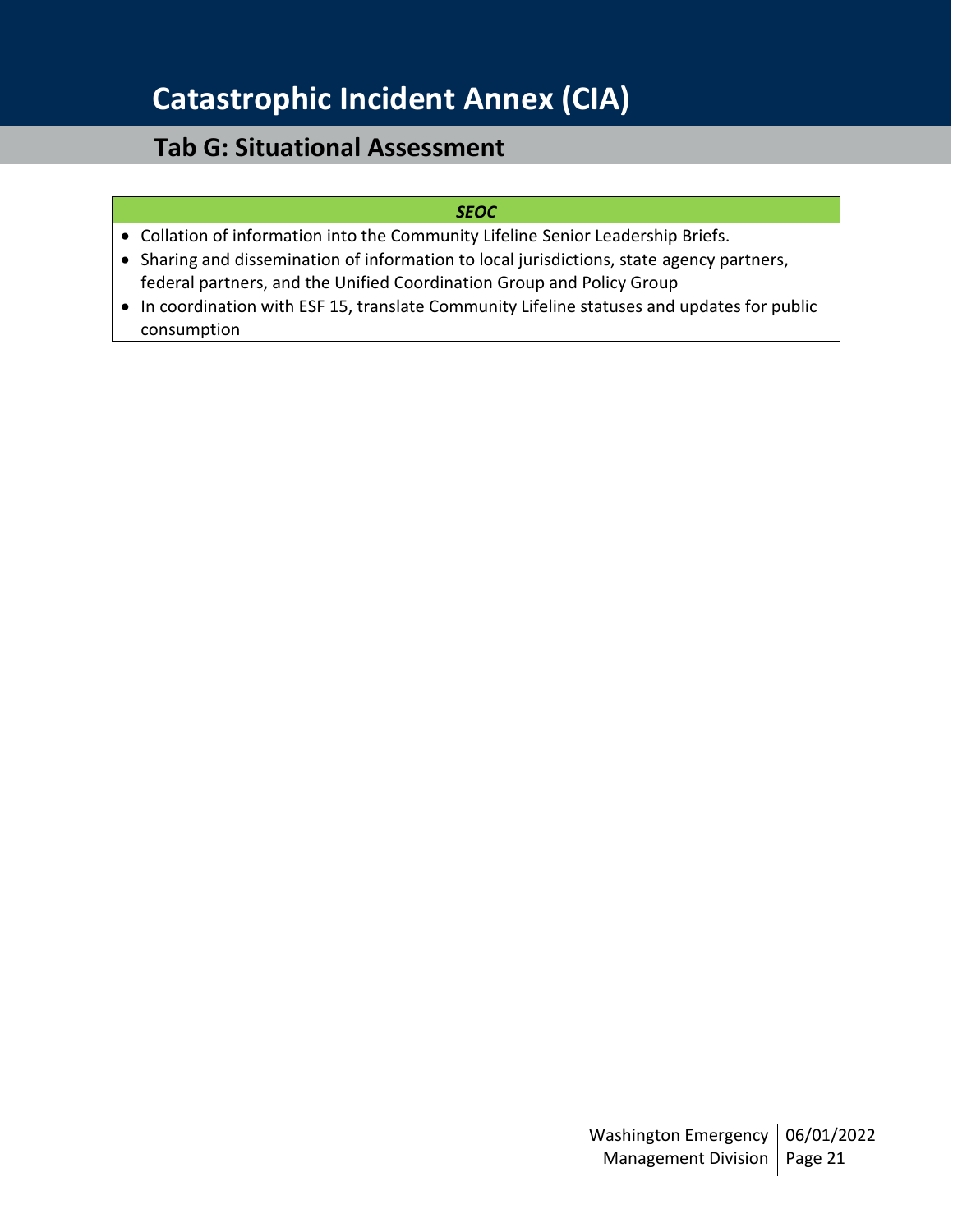# Catastrophic Incident Annex (CIA)

## Tab G: Situational Assessment

| *SEOC* |
|---|
| • Collation of information into the Community Lifeline Senior Leadership Briefs.<br>• Sharing and dissemination of information to local jurisdictions, state agency partners, federal partners, and the Unified Coordination Group and Policy Group<br>• In coordination with ESF 15, translate Community Lifeline statuses and updates for public consumption |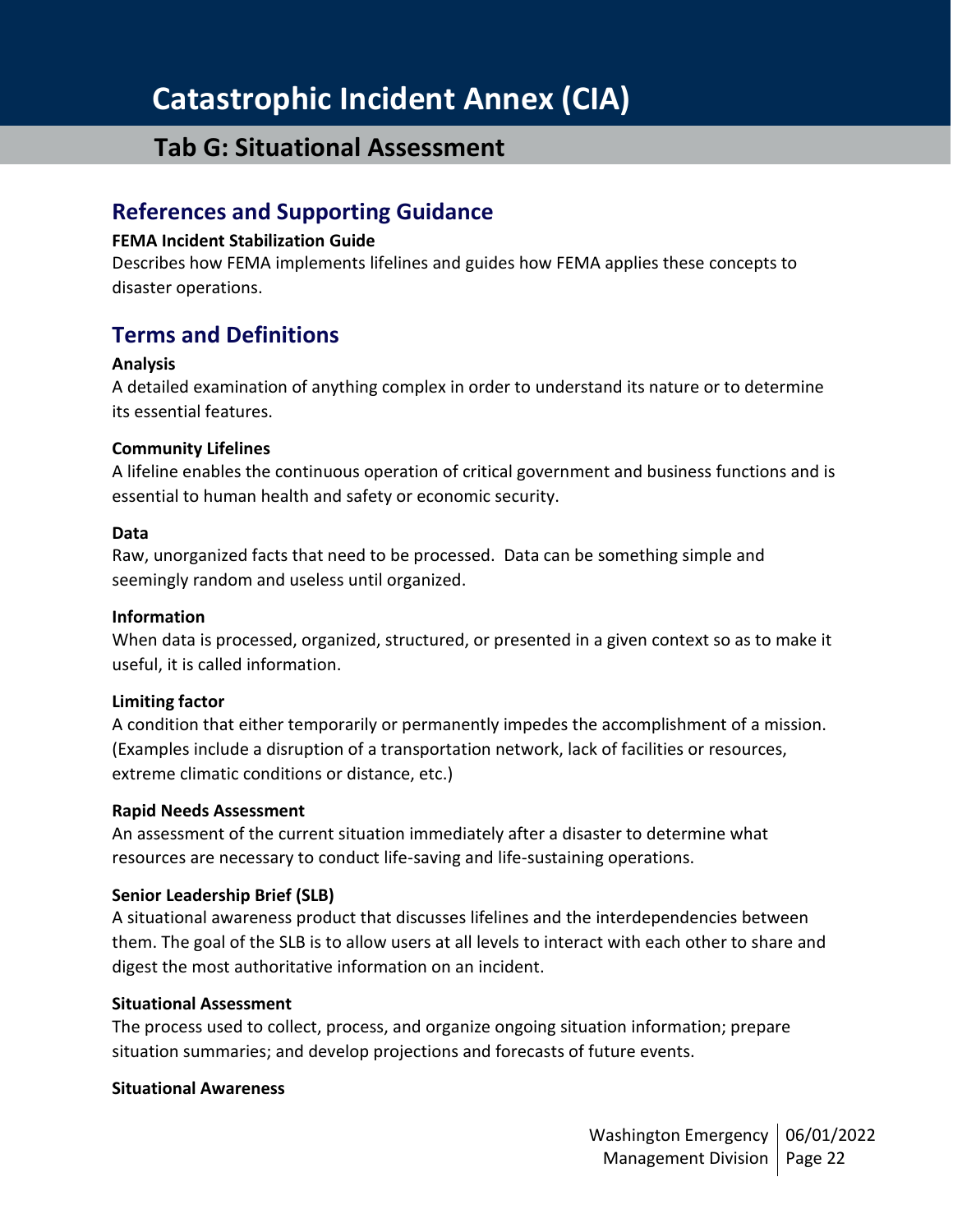# Catastrophic Incident Annex (CIA)

## Tab G: Situational Assessment

### References and Supporting Guidance

**FEMA Incident Stabilization Guide**

Describes how FEMA implements lifelines and guides how FEMA applies these concepts to disaster operations.

### Terms and Definitions

**Analysis**

A detailed examination of anything complex in order to understand its nature or to determine its essential features.

**Community Lifelines**

A lifeline enables the continuous operation of critical government and business functions and is essential to human health and safety or economic security.

**Data**

Raw, unorganized facts that need to be processed. Data can be something simple and seemingly random and useless until organized.

**Information**

When data is processed, organized, structured, or presented in a given context so as to make it useful, it is called information.

**Limiting factor**

A condition that either temporarily or permanently impedes the accomplishment of a mission. (Examples include a disruption of a transportation network, lack of facilities or resources, extreme climatic conditions or distance, etc.)

**Rapid Needs Assessment**

An assessment of the current situation immediately after a disaster to determine what resources are necessary to conduct life-saving and life-sustaining operations.

**Senior Leadership Brief (SLB)**

A situational awareness product that discusses lifelines and the interdependencies between them. The goal of the SLB is to allow users at all levels to interact with each other to share and digest the most authoritative information on an incident.

**Situational Assessment**

The process used to collect, process, and organize ongoing situation information; prepare situation summaries; and develop projections and forecasts of future events.

**Situational Awareness**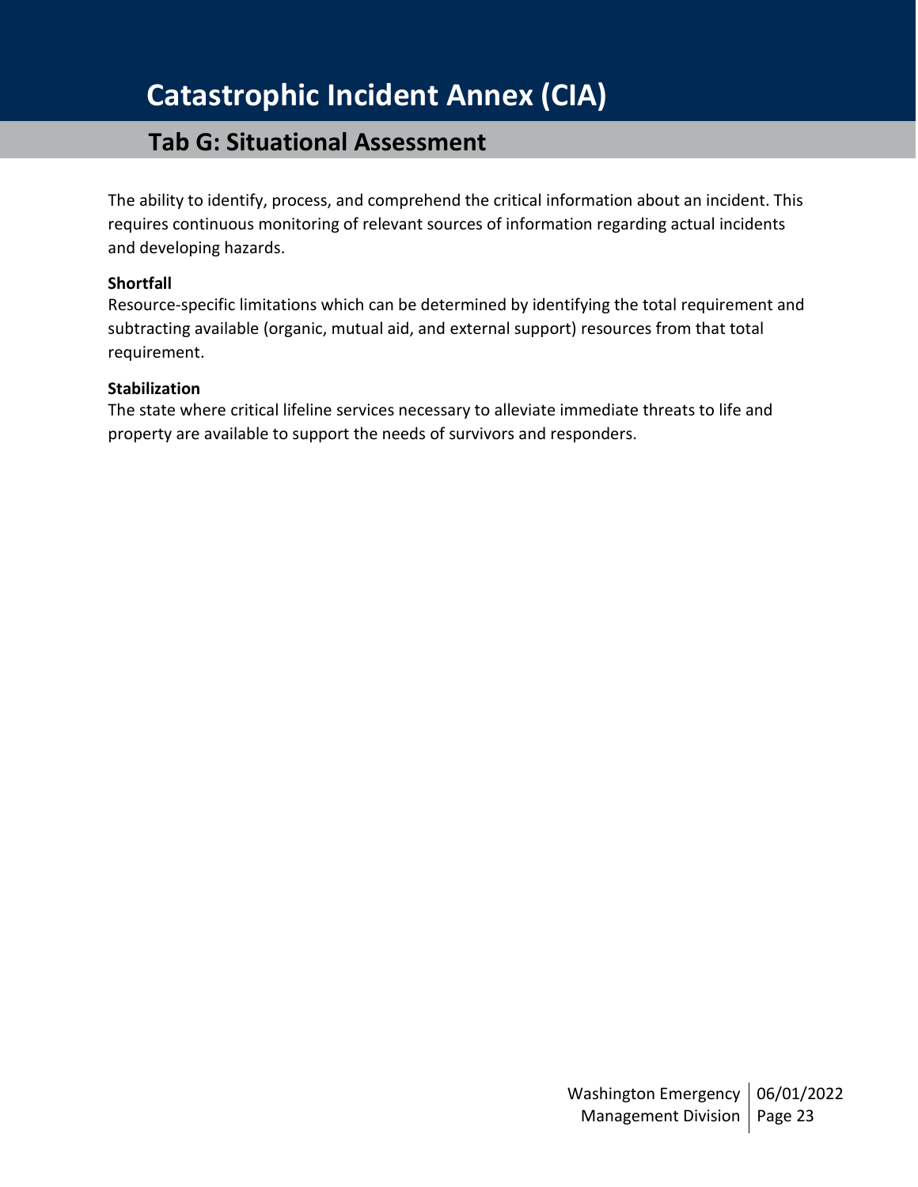The ability to identify, process, and comprehend the critical information about an incident. This requires continuous monitoring of relevant sources of information regarding actual incidents and developing hazards.

**Shortfall**

Resource-specific limitations which can be determined by identifying the total requirement and subtracting available (organic, mutual aid, and external support) resources from that total requirement.

**Stabilization**

The state where critical lifeline services necessary to alleviate immediate threats to life and property are available to support the needs of survivors and responders.